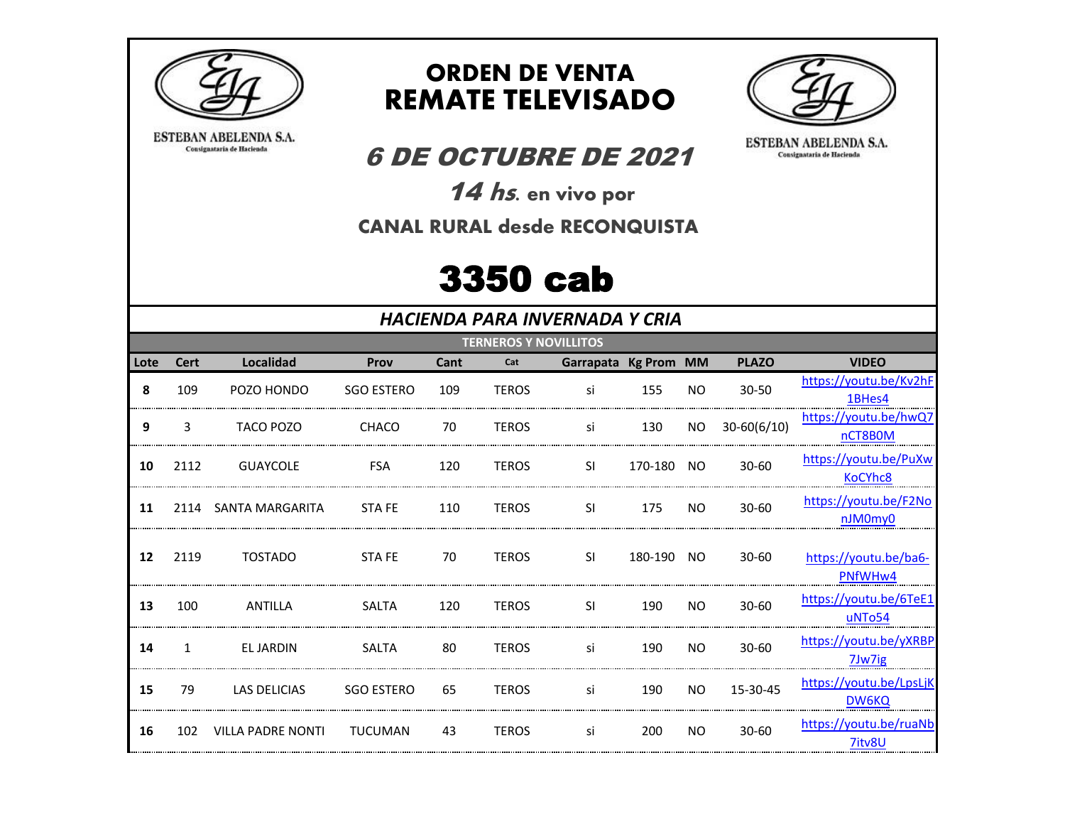ESTEBAN ABELENDA S.A.
Consignataria de Hacienda

# ORDEN DE VENTA
# REMATE TELEVISADO

ESTEBAN ABELENDA S.A.
Consignataria de Hacienda

## *6 DE OCTUBRE DE 2021*

### *14 hs*. en vivo por

### CANAL RURAL desde RECONQUISTA

# 3350 cab

## *HACIENDA PARA INVERNADA Y CRIA*

**TERNEROS Y NOVILLITOS**

| Lote | Cert | Localidad | Prov | Cant | Cat | Garrapata | Kg Prom | MM | PLAZO | VIDEO |
|---|---|---|---|---|---|---|---|---|---|---|
| **8** | 109 | POZO HONDO | SGO ESTERO | 109 | TEROS | si | 155 | NO | 30-50 | https://youtu.be/Kv2hF1BHes4 |
| **9** | 3 | TACO POZO | CHACO | 70 | TEROS | si | 130 | NO | 30-60(6/10) | https://youtu.be/hwQ7nCT8B0M |
| **10** | 2112 | GUAYCOLE | FSA | 120 | TEROS | SI | 170-180 | NO | 30-60 | https://youtu.be/PuXwKoCYhc8 |
| **11** | 2114 | SANTA MARGARITA | STA FE | 110 | TEROS | SI | 175 | NO | 30-60 | https://youtu.be/F2NonJM0my0 |
| **12** | 2119 | TOSTADO | STA FE | 70 | TEROS | SI | 180-190 | NO | 30-60 | https://youtu.be/ba6-PNfWHw4 |
| **13** | 100 | ANTILLA | SALTA | 120 | TEROS | SI | 190 | NO | 30-60 | https://youtu.be/6TeE1uNTo54 |
| **14** | 1 | EL JARDIN | SALTA | 80 | TEROS | si | 190 | NO | 30-60 | https://youtu.be/yXRBP7Jw7ig |
| **15** | 79 | LAS DELICIAS | SGO ESTERO | 65 | TEROS | si | 190 | NO | 15-30-45 | https://youtu.be/LpsLjKDW6KQ |
| **16** | 102 | VILLA PADRE NONTI | TUCUMAN | 43 | TEROS | si | 200 | NO | 30-60 | https://youtu.be/ruaNb7itv8U |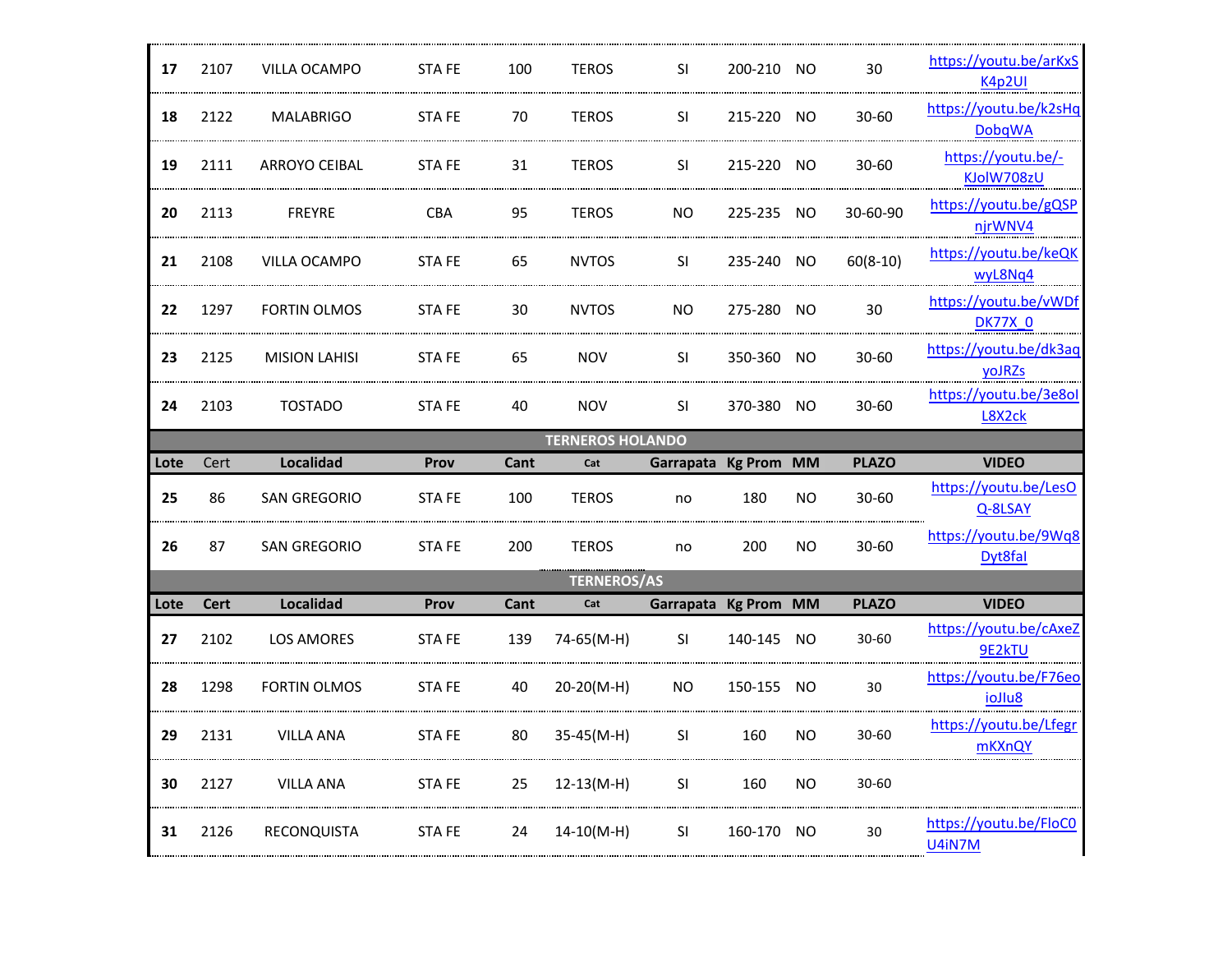| Lote | Cert | Localidad | Prov | Cant | Cat | Garrapata | Kg Prom | MM | PLAZO | VIDEO |
|---|---|---|---|---|---|---|---|---|---|---|
| 17 | 2107 | VILLA OCAMPO | STA FE | 100 | TEROS | SI | 200-210 | NO | 30 | https://youtu.be/arKxSK4p2UI |
| 18 | 2122 | MALABRIGO | STA FE | 70 | TEROS | SI | 215-220 | NO | 30-60 | https://youtu.be/k2sHqDobqWA |
| 19 | 2111 | ARROYO CEIBAL | STA FE | 31 | TEROS | SI | 215-220 | NO | 30-60 | https://youtu.be/-KJolW708zU |
| 20 | 2113 | FREYRE | CBA | 95 | TEROS | NO | 225-235 | NO | 30-60-90 | https://youtu.be/gQSPnjrWNV4 |
| 21 | 2108 | VILLA OCAMPO | STA FE | 65 | NVTOS | SI | 235-240 | NO | 60(8-10) | https://youtu.be/keQKwyL8Nq4 |
| 22 | 1297 | FORTIN OLMOS | STA FE | 30 | NVTOS | NO | 275-280 | NO | 30 | https://youtu.be/vWDfDK77X_0 |
| 23 | 2125 | MISION LAHISI | STA FE | 65 | NOV | SI | 350-360 | NO | 30-60 | https://youtu.be/dk3aqyoJRZs |
| 24 | 2103 | TOSTADO | STA FE | 40 | NOV | SI | 370-380 | NO | 30-60 | https://youtu.be/3e8olL8X2ck |

**TERNEROS HOLANDO**

| Lote | Cert | Localidad | Prov | Cant | Cat | Garrapata | Kg Prom | MM | PLAZO | VIDEO |
|---|---|---|---|---|---|---|---|---|---|---|
| 25 | 86 | SAN GREGORIO | STA FE | 100 | TEROS | no | 180 | NO | 30-60 | https://youtu.be/LesOQ-8LSAY |
| 26 | 87 | SAN GREGORIO | STA FE | 200 | TEROS | no | 200 | NO | 30-60 | https://youtu.be/9Wq8Dyt8fal |

**TERNEROS/AS**

| Lote | Cert | Localidad | Prov | Cant | Cat | Garrapata | Kg Prom | MM | PLAZO | VIDEO |
|---|---|---|---|---|---|---|---|---|---|---|
| 27 | 2102 | LOS AMORES | STA FE | 139 | 74-65(M-H) | SI | 140-145 | NO | 30-60 | https://youtu.be/cAxeZ9E2kTU |
| 28 | 1298 | FORTIN OLMOS | STA FE | 40 | 20-20(M-H) | NO | 150-155 | NO | 30 | https://youtu.be/F76eoioJlu8 |
| 29 | 2131 | VILLA ANA | STA FE | 80 | 35-45(M-H) | SI | 160 | NO | 30-60 | https://youtu.be/LfegrmKXnQY |
| 30 | 2127 | VILLA ANA | STA FE | 25 | 12-13(M-H) | SI | 160 | NO | 30-60 | |
| 31 | 2126 | RECONQUISTA | STA FE | 24 | 14-10(M-H) | SI | 160-170 | NO | 30 | https://youtu.be/FloC0U4iN7M |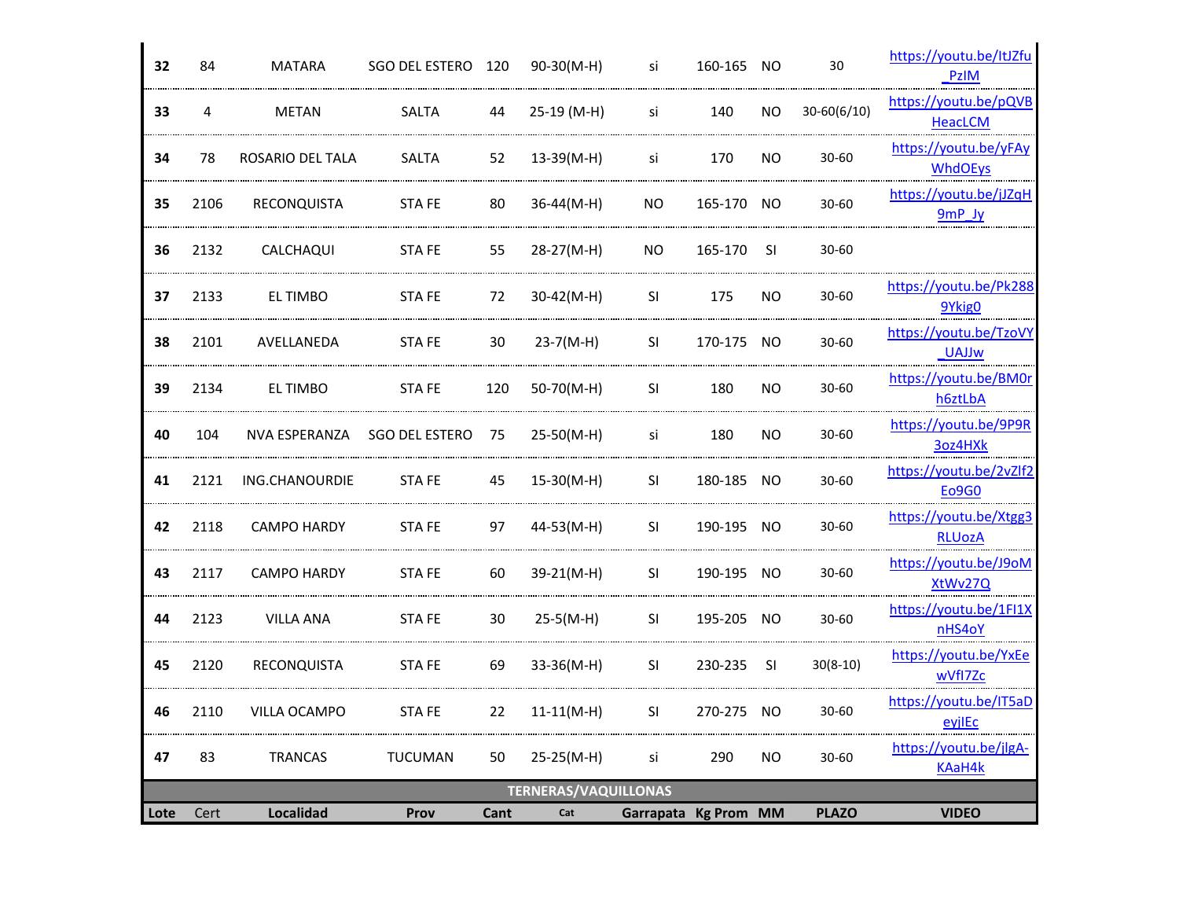| Lote | Cert | Localidad | Prov | Cant | Cat | Garrapata | Kg Prom | MM | PLAZO | VIDEO |
|---|---|---|---|---|---|---|---|---|---|---|
| 32 | 84 | MATARA | SGO DEL ESTERO | 120 | 90-30(M-H) | si | 160-165 | NO | 30 | https://youtu.be/ltJZfu_PzIM |
| 33 | 4 | METAN | SALTA | 44 | 25-19 (M-H) | si | 140 | NO | 30-60(6/10) | https://youtu.be/pQVBHeacLCM |
| 34 | 78 | ROSARIO DEL TALA | SALTA | 52 | 13-39(M-H) | si | 170 | NO | 30-60 | https://youtu.be/yFAyWhdOEys |
| 35 | 2106 | RECONQUISTA | STA FE | 80 | 36-44(M-H) | NO | 165-170 | NO | 30-60 | https://youtu.be/jJZqH9mP_Jy |
| 36 | 2132 | CALCHAQUI | STA FE | 55 | 28-27(M-H) | NO | 165-170 | SI | 30-60 | |
| 37 | 2133 | EL TIMBO | STA FE | 72 | 30-42(M-H) | SI | 175 | NO | 30-60 | https://youtu.be/Pk2889Ykig0 |
| 38 | 2101 | AVELLANEDA | STA FE | 30 | 23-7(M-H) | SI | 170-175 | NO | 30-60 | https://youtu.be/TzoVY_UAJJw |
| 39 | 2134 | EL TIMBO | STA FE | 120 | 50-70(M-H) | SI | 180 | NO | 30-60 | https://youtu.be/BM0rh6ztLbA |
| 40 | 104 | NVA ESPERANZA | SGO DEL ESTERO | 75 | 25-50(M-H) | si | 180 | NO | 30-60 | https://youtu.be/9P9R3oz4HXk |
| 41 | 2121 | ING.CHANOURDIE | STA FE | 45 | 15-30(M-H) | SI | 180-185 | NO | 30-60 | https://youtu.be/2vZlf2Eo9G0 |
| 42 | 2118 | CAMPO HARDY | STA FE | 97 | 44-53(M-H) | SI | 190-195 | NO | 30-60 | https://youtu.be/Xtgg3RLUozA |
| 43 | 2117 | CAMPO HARDY | STA FE | 60 | 39-21(M-H) | SI | 190-195 | NO | 30-60 | https://youtu.be/J9oMXtWv27Q |
| 44 | 2123 | VILLA ANA | STA FE | 30 | 25-5(M-H) | SI | 195-205 | NO | 30-60 | https://youtu.be/1FI1XnHS4oY |
| 45 | 2120 | RECONQUISTA | STA FE | 69 | 33-36(M-H) | SI | 230-235 | SI | 30(8-10) | https://youtu.be/YxEewVfI7Zc |
| 46 | 2110 | VILLA OCAMPO | STA FE | 22 | 11-11(M-H) | SI | 270-275 | NO | 30-60 | https://youtu.be/IT5aDeyjlEc |
| 47 | 83 | TRANCAS | TUCUMAN | 50 | 25-25(M-H) | si | 290 | NO | 30-60 | https://youtu.be/jlgA-KAaH4k |

## TERNERAS/VAQUILLONAS

| Lote | Cert | Localidad | Prov | Cant | Cat | Garrapata | Kg Prom | MM | PLAZO | VIDEO |
|---|---|---|---|---|---|---|---|---|---|---|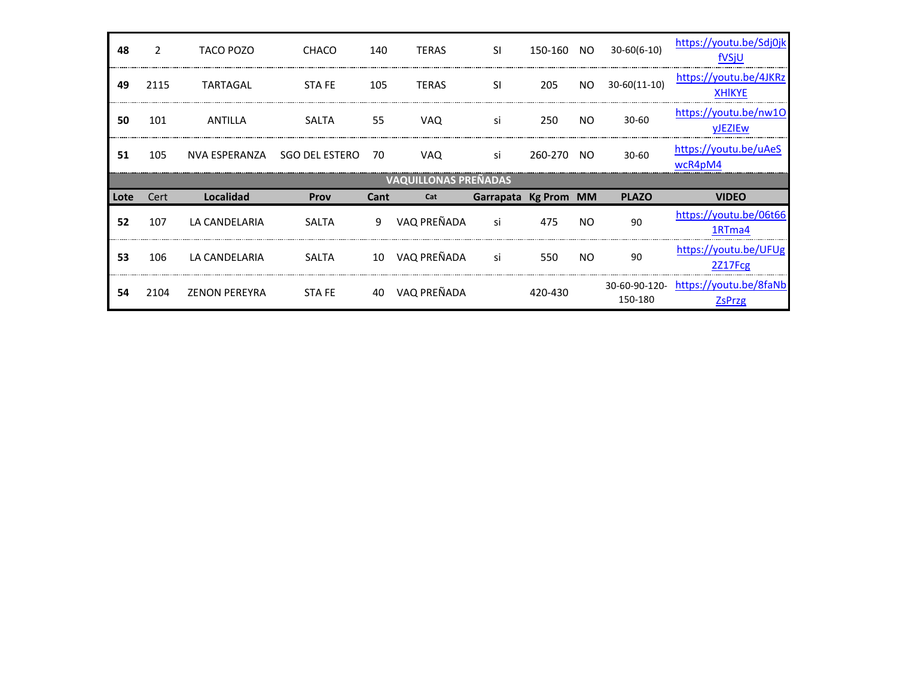| | | | | | | | | | | |
|---|---|---|---|---|---|---|---|---|---|---|
| **48** | 2 | TACO POZO | CHACO | 140 | TERAS | SI | 150-160 | NO | 30-60(6-10) | https://youtu.be/Sdj0jkfVSjU |
| **49** | 2115 | TARTAGAL | STA FE | 105 | TERAS | SI | 205 | NO | 30-60(11-10) | https://youtu.be/4JKRzXHlKYE |
| **50** | 101 | ANTILLA | SALTA | 55 | VAQ | si | 250 | NO | 30-60 | https://youtu.be/nw1OyJEZIEw |
| **51** | 105 | NVA ESPERANZA | SGO DEL ESTERO | 70 | VAQ | si | 260-270 | NO | 30-60 | https://youtu.be/uAeSwcR4pM4 |
| **VAQUILLONAS PREÑADAS** | | | | | | | | | | |
| **Lote** | Cert | **Localidad** | **Prov** | **Cant** | **Cat** | **Garrapata** | **Kg Prom** | **MM** | **PLAZO** | **VIDEO** |
| **52** | 107 | LA CANDELARIA | SALTA | 9 | VAQ PREÑADA | si | 475 | NO | 90 | https://youtu.be/06t661RTma4 |
| **53** | 106 | LA CANDELARIA | SALTA | 10 | VAQ PREÑADA | si | 550 | NO | 90 | https://youtu.be/UFUg2Z17Fcg |
| **54** | 2104 | ZENON PEREYRA | STA FE | 40 | VAQ PREÑADA | | 420-430 | | 30-60-90-120-150-180 | https://youtu.be/8faNbZsPrzg |